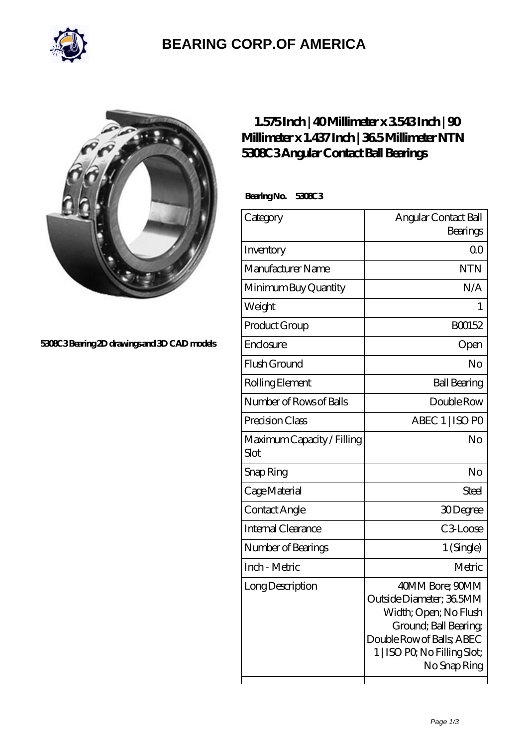# BEARING CORP.OF AMERICA

5308C3 Bearing 2D drawings and 3D CAD models

## 1.575 Inch | 40 Millimeter x 3.543 Inch | 90 Millimeter x 1.437 Inch | 36.5 Millimeter NTN 5308C3 Angular Contact Ball Bearings

**Bearing No. 5308C3**

| Category | Angular Contact Ball Bearings |
| --- | --- |
| Inventory | 0.0 |
| Manufacturer Name | NTN |
| Minimum Buy Quantity | N/A |
| Weight | 1 |
| Product Group | B00152 |
| Enclosure | Open |
| Flush Ground | No |
| Rolling Element | Ball Bearing |
| Number of Rows of Balls | Double Row |
| Precision Class | ABEC 1 \| ISO P0 |
| Maximum Capacity / Filling Slot | No |
| Snap Ring | No |
| Cage Material | Steel |
| Contact Angle | 30 Degree |
| Internal Clearance | C3-Loose |
| Number of Bearings | 1 (Single) |
| Inch - Metric | Metric |
| Long Description | 40MM Bore; 90MM Outside Diameter; 36.5MM Width; Open; No Flush Ground; Ball Bearing; Double Row of Balls; ABEC 1 \| ISO P0; No Filling Slot; No Snap Ring |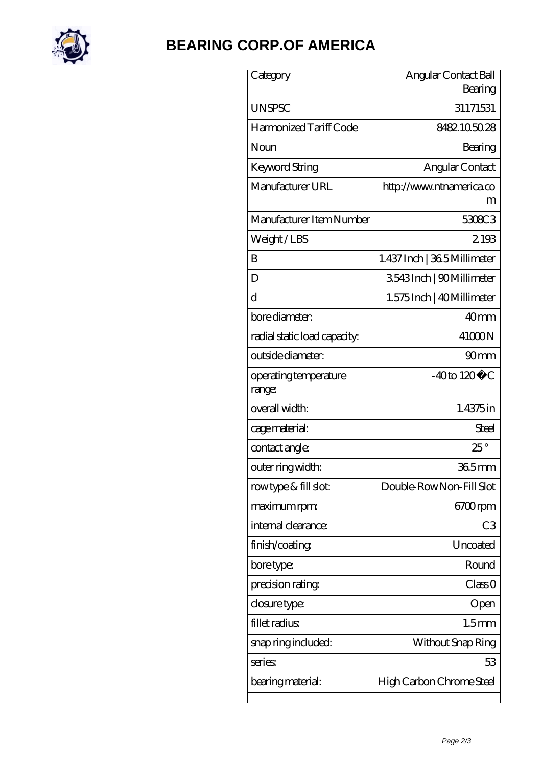# BEARING CORP.OF AMERICA

| Category | Angular Contact Ball Bearing |
| --- | --- |
| UNSPSC | 31171531 |
| Harmonized Tariff Code | 8482.10.50.28 |
| Noun | Bearing |
| Keyword String | Angular Contact |
| Manufacturer URL | http://www.ntnamerica.com |
| Manufacturer Item Number | 5308C3 |
| Weight / LBS | 2.193 |
| B | 1.437 Inch \| 36.5 Millimeter |
| D | 3.543 Inch \| 90 Millimeter |
| d | 1.575 Inch \| 40 Millimeter |
| bore diameter: | 40 mm |
| radial static load capacity: | 41000 N |
| outside diameter: | 90 mm |
| operating temperature range: | -40 to 120 �C |
| overall width: | 1.4375 in |
| cage material: | Steel |
| contact angle: | 25 ° |
| outer ring width: | 36.5 mm |
| row type & fill slot: | Double-Row Non-Fill Slot |
| maximum rpm: | 6700 rpm |
| internal clearance: | C3 |
| finish/coating: | Uncoated |
| bore type: | Round |
| precision rating: | Class 0 |
| closure type: | Open |
| fillet radius: | 1.5 mm |
| snap ring included: | Without Snap Ring |
| series: | 53 |
| bearing material: | High Carbon Chrome Steel |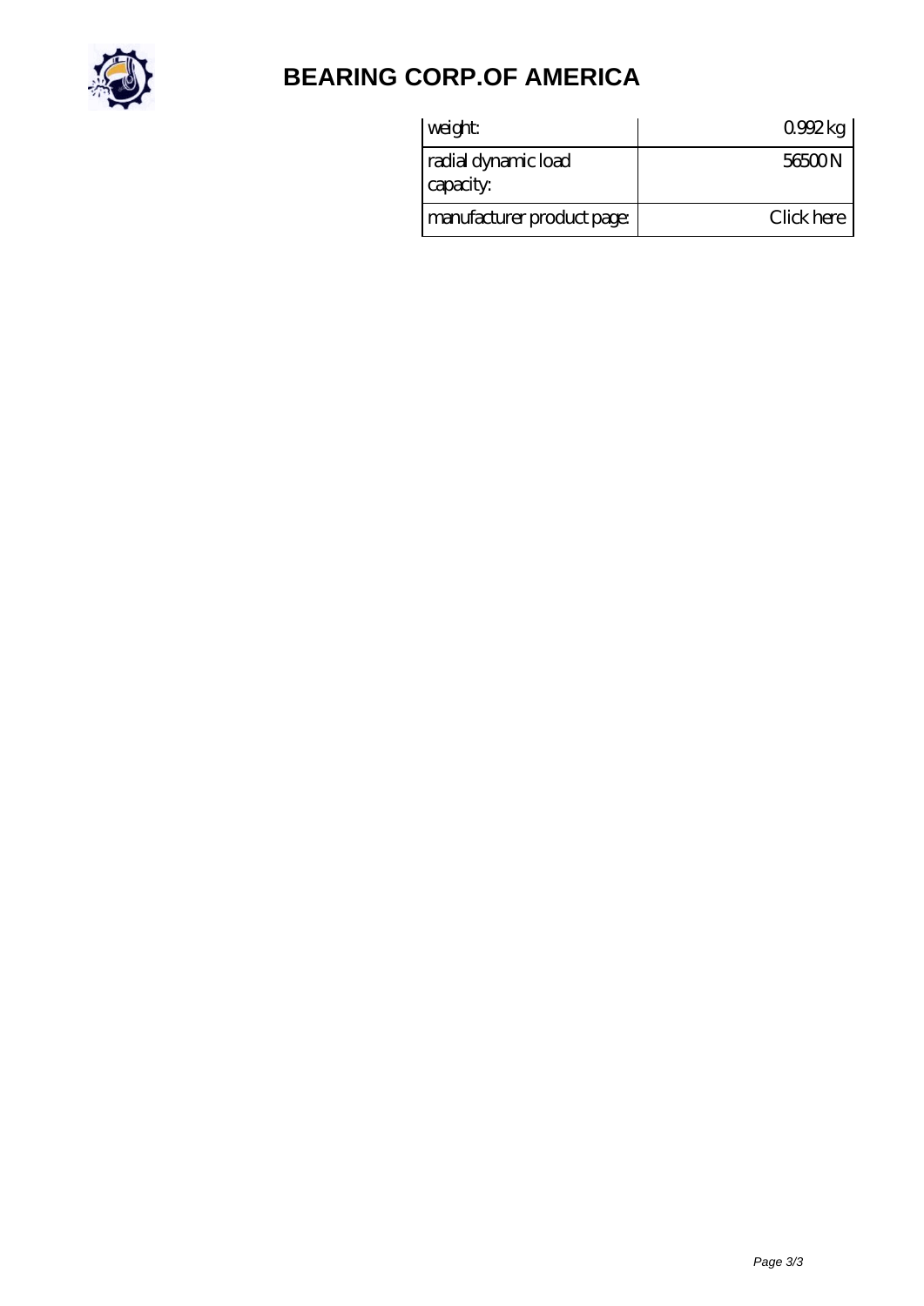| | |
|---|---|
| weight: | 0.992 kg |
| radial dynamic load capacity: | 56500 N |
| manufacturer product page: | Click here |